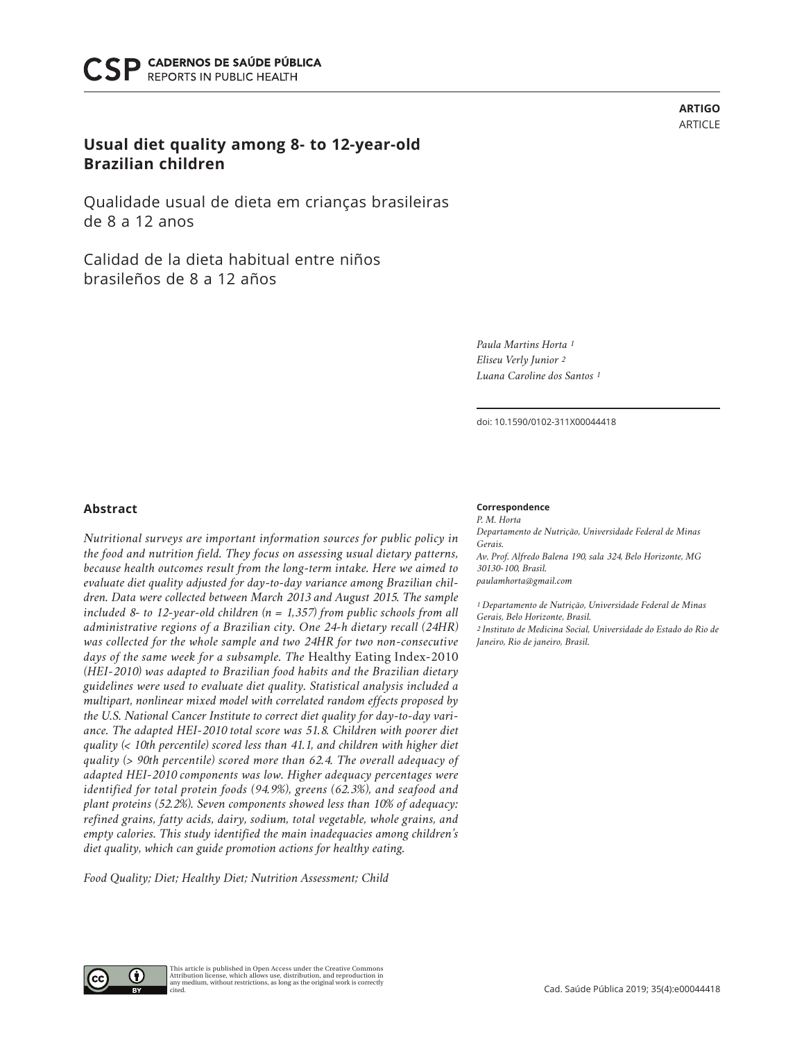ARTIGO
ARTICLE

# Usual diet quality among 8- to 12-year-old Brazilian children

## Qualidade usual de dieta em crianças brasileiras de 8 a 12 anos

## Calidad de la dieta habitual entre niños brasileños de 8 a 12 años

*Paula Martins Horta* [1]
*Eliseu Verly Junior* [2]
*Luana Caroline dos Santos* [1]

doi: 10.1590/0102-311X00044418

## Abstract

*Nutritional surveys are important information sources for public policy in the food and nutrition field. They focus on assessing usual dietary patterns, because health outcomes result from the long-term intake. Here we aimed to evaluate diet quality adjusted for day-to-day variance among Brazilian children. Data were collected between March 2013 and August 2015. The sample included 8- to 12-year-old children (n = 1,357) from public schools from all administrative regions of a Brazilian city. One 24-h dietary recall (24HR) was collected for the whole sample and two 24HR for two non-consecutive days of the same week for a subsample. The* Healthy Eating Index-2010 *(HEI-2010) was adapted to Brazilian food habits and the Brazilian dietary guidelines were used to evaluate diet quality. Statistical analysis included a multipart, nonlinear mixed model with correlated random effects proposed by the U.S. National Cancer Institute to correct diet quality for day-to-day variance. The adapted HEI-2010 total score was 51.8. Children with poorer diet quality (< 10th percentile) scored less than 41.1, and children with higher diet quality (> 90th percentile) scored more than 62.4. The overall adequacy of adapted HEI-2010 components was low. Higher adequacy percentages were identified for total protein foods (94.9%), greens (62.3%), and seafood and plant proteins (52.2%). Seven components showed less than 10% of adequacy: refined grains, fatty acids, dairy, sodium, total vegetable, whole grains, and empty calories. This study identified the main inadequacies among children's diet quality, which can guide promotion actions for healthy eating.*

*Food Quality; Diet; Healthy Diet; Nutrition Assessment; Child*

**Correspondence**
*P. M. Horta*
*Departamento de Nutrição, Universidade Federal de Minas Gerais.*
*Av. Prof. Alfredo Balena 190, sala 324, Belo Horizonte, MG 30130-100, Brasil.*
*paulamhorta@gmail.com*

*[1] Departamento de Nutrição, Universidade Federal de Minas Gerais, Belo Horizonte, Brasil.*
*[2] Instituto de Medicina Social, Universidade do Estado do Rio de Janeiro, Rio de janeiro, Brasil.*

This article is published in Open Access under the Creative Commons Attribution license, which allows use, distribution, and reproduction in any medium, without restrictions, as long as the original work is correctly cited.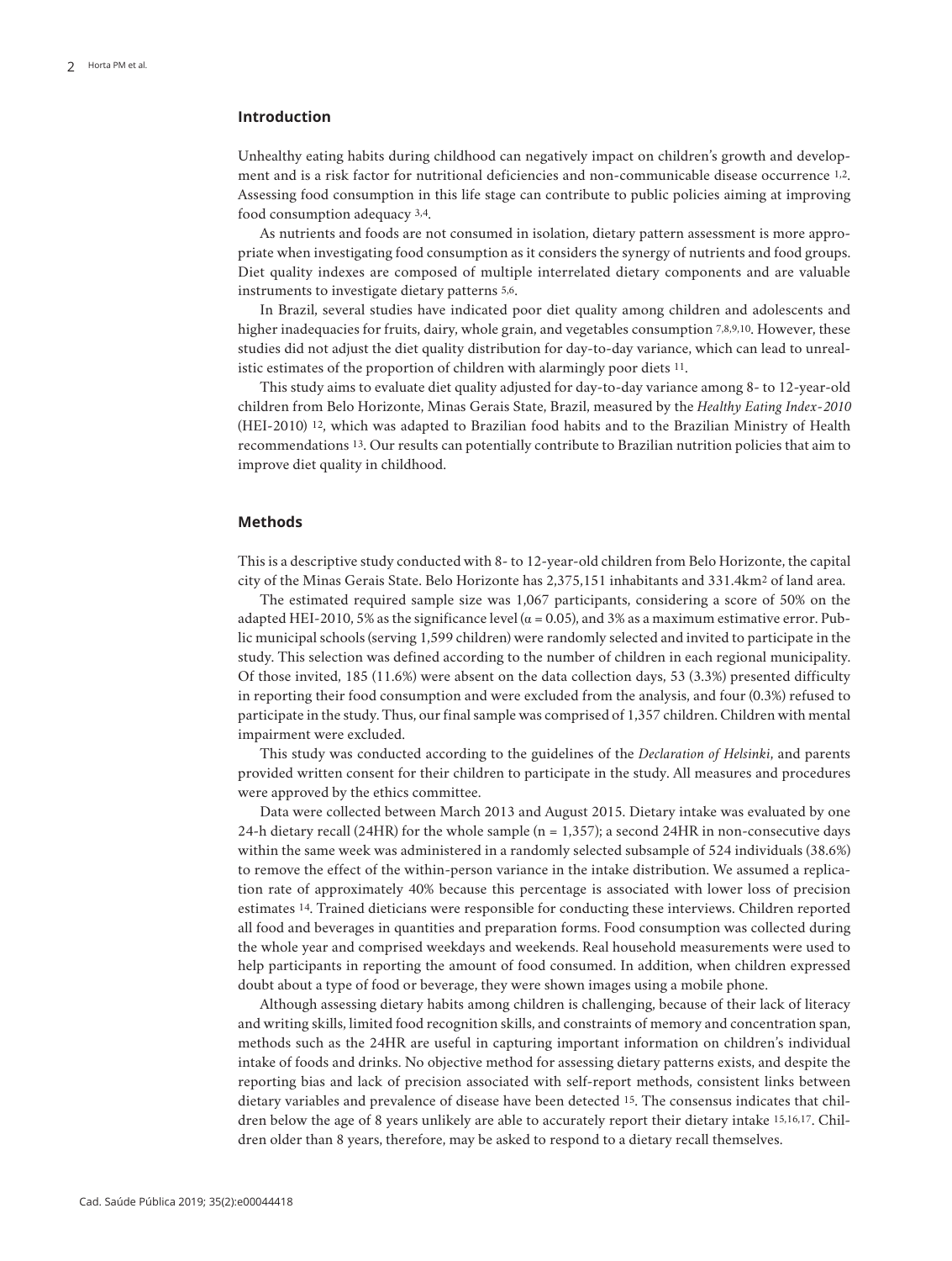## Introduction

Unhealthy eating habits during childhood can negatively impact on children's growth and development and is a risk factor for nutritional deficiencies and non-communicable disease occurrence [1,2]. Assessing food consumption in this life stage can contribute to public policies aiming at improving food consumption adequacy [3,4].

As nutrients and foods are not consumed in isolation, dietary pattern assessment is more appropriate when investigating food consumption as it considers the synergy of nutrients and food groups. Diet quality indexes are composed of multiple interrelated dietary components and are valuable instruments to investigate dietary patterns [5,6].

In Brazil, several studies have indicated poor diet quality among children and adolescents and higher inadequacies for fruits, dairy, whole grain, and vegetables consumption [7,8,9,10]. However, these studies did not adjust the diet quality distribution for day-to-day variance, which can lead to unrealistic estimates of the proportion of children with alarmingly poor diets [11].

This study aims to evaluate diet quality adjusted for day-to-day variance among 8- to 12-year-old children from Belo Horizonte, Minas Gerais State, Brazil, measured by the *Healthy Eating Index-2010* (HEI-2010) [12], which was adapted to Brazilian food habits and to the Brazilian Ministry of Health recommendations [13]. Our results can potentially contribute to Brazilian nutrition policies that aim to improve diet quality in childhood.

## Methods

This is a descriptive study conducted with 8- to 12-year-old children from Belo Horizonte, the capital city of the Minas Gerais State. Belo Horizonte has 2,375,151 inhabitants and 331.4km$^2$ of land area.

The estimated required sample size was 1,067 participants, considering a score of 50% on the adapted HEI-2010, 5% as the significance level ($\alpha = 0.05$), and 3% as a maximum estimative error. Public municipal schools (serving 1,599 children) were randomly selected and invited to participate in the study. This selection was defined according to the number of children in each regional municipality. Of those invited, 185 (11.6%) were absent on the data collection days, 53 (3.3%) presented difficulty in reporting their food consumption and were excluded from the analysis, and four (0.3%) refused to participate in the study. Thus, our final sample was comprised of 1,357 children. Children with mental impairment were excluded.

This study was conducted according to the guidelines of the *Declaration of Helsinki*, and parents provided written consent for their children to participate in the study. All measures and procedures were approved by the ethics committee.

Data were collected between March 2013 and August 2015. Dietary intake was evaluated by one 24-h dietary recall (24HR) for the whole sample (n = 1,357); a second 24HR in non-consecutive days within the same week was administered in a randomly selected subsample of 524 individuals (38.6%) to remove the effect of the within-person variance in the intake distribution. We assumed a replication rate of approximately 40% because this percentage is associated with lower loss of precision estimates [14]. Trained dieticians were responsible for conducting these interviews. Children reported all food and beverages in quantities and preparation forms. Food consumption was collected during the whole year and comprised weekdays and weekends. Real household measurements were used to help participants in reporting the amount of food consumed. In addition, when children expressed doubt about a type of food or beverage, they were shown images using a mobile phone.

Although assessing dietary habits among children is challenging, because of their lack of literacy and writing skills, limited food recognition skills, and constraints of memory and concentration span, methods such as the 24HR are useful in capturing important information on children's individual intake of foods and drinks. No objective method for assessing dietary patterns exists, and despite the reporting bias and lack of precision associated with self-report methods, consistent links between dietary variables and prevalence of disease have been detected [15]. The consensus indicates that children below the age of 8 years unlikely are able to accurately report their dietary intake [15,16,17]. Children older than 8 years, therefore, may be asked to respond to a dietary recall themselves.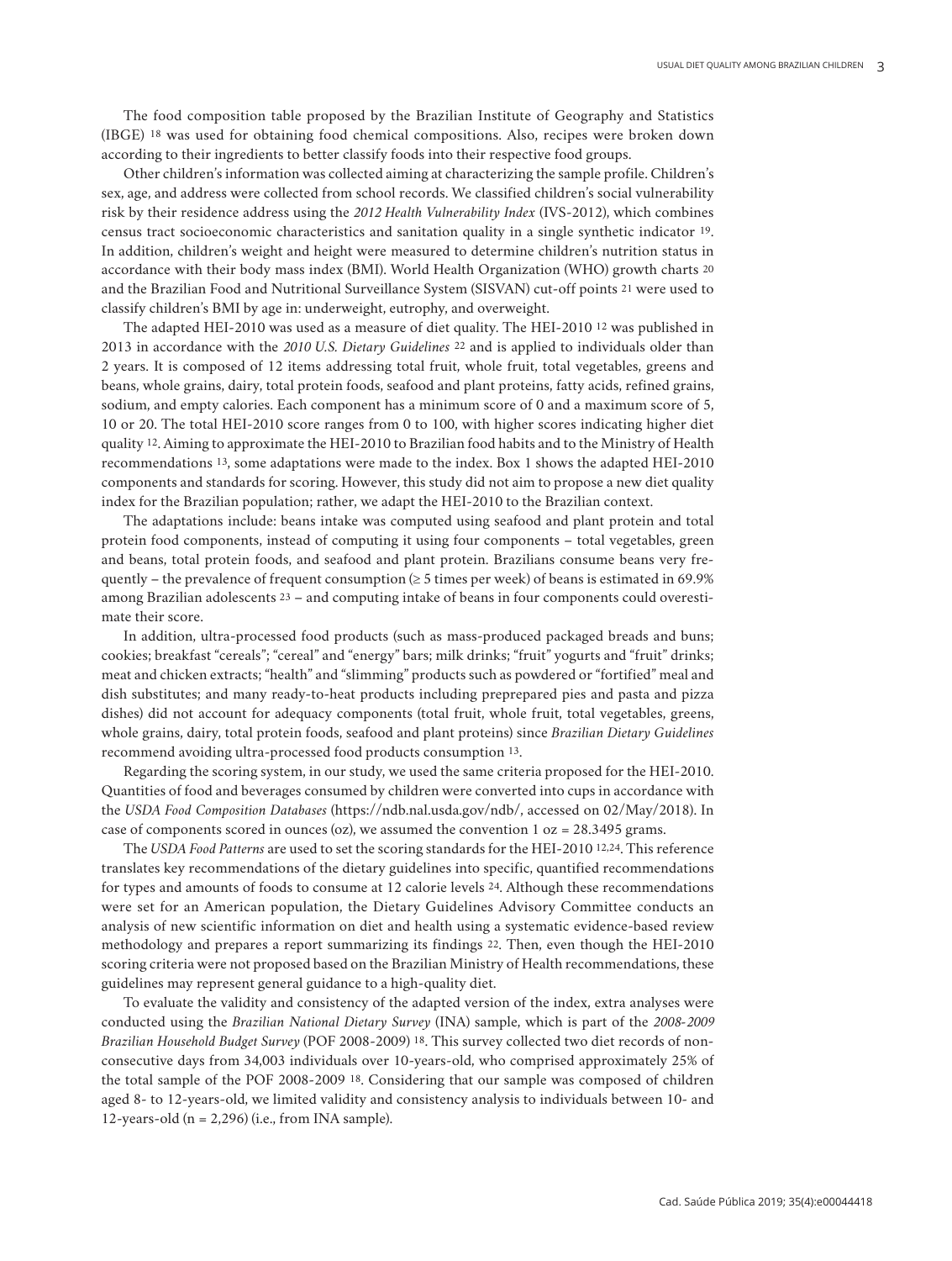The food composition table proposed by the Brazilian Institute of Geography and Statistics (IBGE) [18] was used for obtaining food chemical compositions. Also, recipes were broken down according to their ingredients to better classify foods into their respective food groups.

Other children's information was collected aiming at characterizing the sample profile. Children's sex, age, and address were collected from school records. We classified children's social vulnerability risk by their residence address using the *2012 Health Vulnerability Index* (IVS-2012), which combines census tract socioeconomic characteristics and sanitation quality in a single synthetic indicator [19]. In addition, children's weight and height were measured to determine children's nutrition status in accordance with their body mass index (BMI). World Health Organization (WHO) growth charts [20] and the Brazilian Food and Nutritional Surveillance System (SISVAN) cut-off points [21] were used to classify children's BMI by age in: underweight, eutrophy, and overweight.

The adapted HEI-2010 was used as a measure of diet quality. The HEI-2010 [12] was published in 2013 in accordance with the *2010 U.S. Dietary Guidelines* [22] and is applied to individuals older than 2 years. It is composed of 12 items addressing total fruit, whole fruit, total vegetables, greens and beans, whole grains, dairy, total protein foods, seafood and plant proteins, fatty acids, refined grains, sodium, and empty calories. Each component has a minimum score of 0 and a maximum score of 5, 10 or 20. The total HEI-2010 score ranges from 0 to 100, with higher scores indicating higher diet quality [12]. Aiming to approximate the HEI-2010 to Brazilian food habits and to the Ministry of Health recommendations [13], some adaptations were made to the index. Box 1 shows the adapted HEI-2010 components and standards for scoring. However, this study did not aim to propose a new diet quality index for the Brazilian population; rather, we adapt the HEI-2010 to the Brazilian context.

The adaptations include: beans intake was computed using seafood and plant protein and total protein food components, instead of computing it using four components – total vegetables, green and beans, total protein foods, and seafood and plant protein. Brazilians consume beans very frequently – the prevalence of frequent consumption ($\geq$ 5 times per week) of beans is estimated in 69.9% among Brazilian adolescents [23] – and computing intake of beans in four components could overestimate their score.

In addition, ultra-processed food products (such as mass-produced packaged breads and buns; cookies; breakfast "cereals"; "cereal" and "energy" bars; milk drinks; "fruit" yogurts and "fruit" drinks; meat and chicken extracts; "health" and "slimming" products such as powdered or "fortified" meal and dish substitutes; and many ready-to-heat products including preprepared pies and pasta and pizza dishes) did not account for adequacy components (total fruit, whole fruit, total vegetables, greens, whole grains, dairy, total protein foods, seafood and plant proteins) since *Brazilian Dietary Guidelines* recommend avoiding ultra-processed food products consumption [13].

Regarding the scoring system, in our study, we used the same criteria proposed for the HEI-2010. Quantities of food and beverages consumed by children were converted into cups in accordance with the *USDA Food Composition Databases* (https://ndb.nal.usda.gov/ndb/, accessed on 02/May/2018). In case of components scored in ounces (oz), we assumed the convention 1 oz = 28.3495 grams.

The *USDA Food Patterns* are used to set the scoring standards for the HEI-2010 [12,24]. This reference translates key recommendations of the dietary guidelines into specific, quantified recommendations for types and amounts of foods to consume at 12 calorie levels [24]. Although these recommendations were set for an American population, the Dietary Guidelines Advisory Committee conducts an analysis of new scientific information on diet and health using a systematic evidence-based review methodology and prepares a report summarizing its findings [22]. Then, even though the HEI-2010 scoring criteria were not proposed based on the Brazilian Ministry of Health recommendations, these guidelines may represent general guidance to a high-quality diet.

To evaluate the validity and consistency of the adapted version of the index, extra analyses were conducted using the *Brazilian National Dietary Survey* (INA) sample, which is part of the *2008-2009 Brazilian Household Budget Survey* (POF 2008-2009) [18]. This survey collected two diet records of non-consecutive days from 34,003 individuals over 10-years-old, who comprised approximately 25% of the total sample of the POF 2008-2009 [18]. Considering that our sample was composed of children aged 8- to 12-years-old, we limited validity and consistency analysis to individuals between 10- and 12-years-old (n = 2,296) (i.e., from INA sample).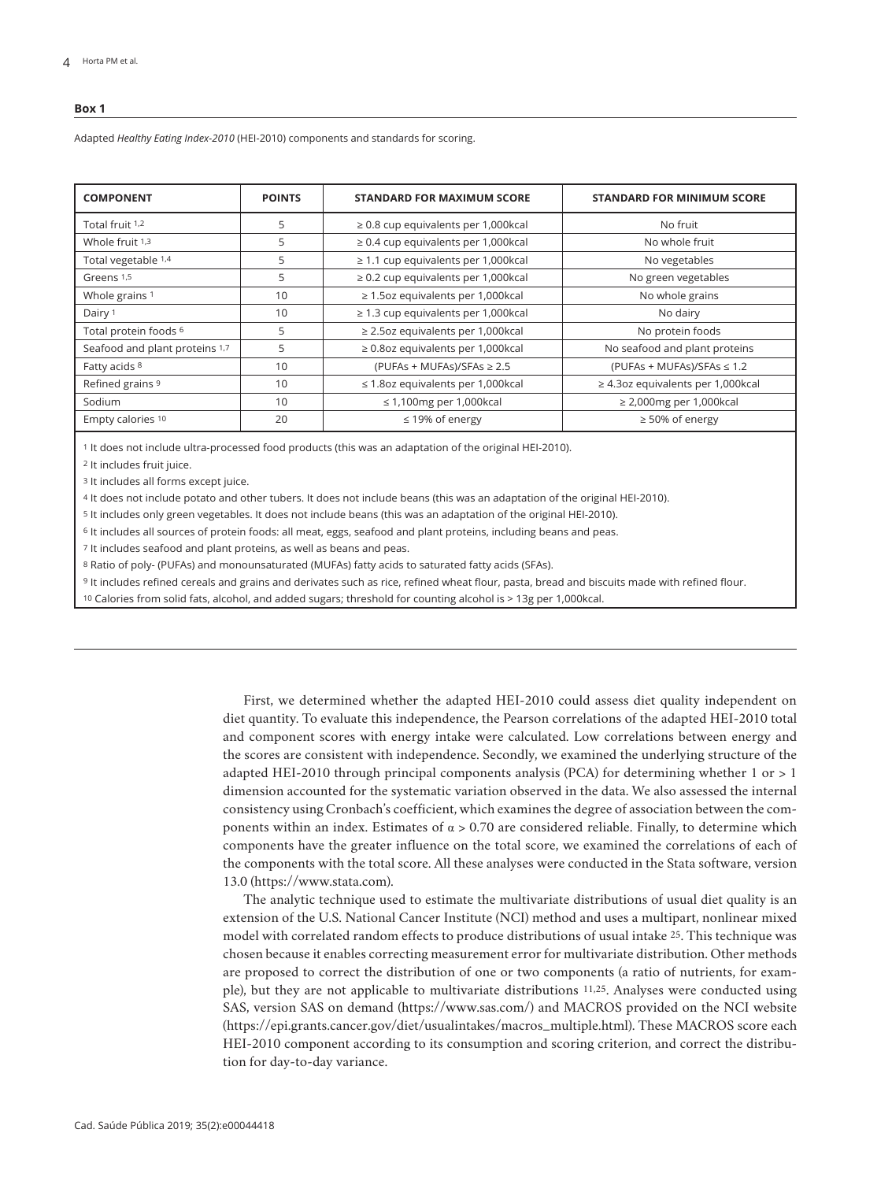**Box 1**

Adapted *Healthy Eating Index-2010* (HEI-2010) components and standards for scoring.

| COMPONENT | POINTS | STANDARD FOR MAXIMUM SCORE | STANDARD FOR MINIMUM SCORE |
|---|---|---|---|
| Total fruit [1,2] | 5 | ≥ 0.8 cup equivalents per 1,000kcal | No fruit |
| Whole fruit [1,3] | 5 | ≥ 0.4 cup equivalents per 1,000kcal | No whole fruit |
| Total vegetable [1,4] | 5 | ≥ 1.1 cup equivalents per 1,000kcal | No vegetables |
| Greens [1,5] | 5 | ≥ 0.2 cup equivalents per 1,000kcal | No green vegetables |
| Whole grains [1] | 10 | ≥ 1.5oz equivalents per 1,000kcal | No whole grains |
| Dairy [1] | 10 | ≥ 1.3 cup equivalents per 1,000kcal | No dairy |
| Total protein foods [6] | 5 | ≥ 2.5oz equivalents per 1,000kcal | No protein foods |
| Seafood and plant proteins [1,7] | 5 | ≥ 0.8oz equivalents per 1,000kcal | No seafood and plant proteins |
| Fatty acids [8] | 10 | (PUFAs + MUFAs)/SFAs ≥ 2.5 | (PUFAs + MUFAs)/SFAs ≤ 1.2 |
| Refined grains [9] | 10 | ≤ 1.8oz equivalents per 1,000kcal | ≥ 4.3oz equivalents per 1,000kcal |
| Sodium | 10 | ≤ 1,100mg per 1,000kcal | ≥ 2,000mg per 1,000kcal |
| Empty calories [10] | 20 | ≤ 19% of energy | ≥ 50% of energy |

[1] It does not include ultra-processed food products (this was an adaptation of the original HEI-2010).

[2] It includes fruit juice.

[3] It includes all forms except juice.

[4] It does not include potato and other tubers. It does not include beans (this was an adaptation of the original HEI-2010).

[5] It includes only green vegetables. It does not include beans (this was an adaptation of the original HEI-2010).

[6] It includes all sources of protein foods: all meat, eggs, seafood and plant proteins, including beans and peas.

[7] It includes seafood and plant proteins, as well as beans and peas.

[8] Ratio of poly- (PUFAs) and monounsaturated (MUFAs) fatty acids to saturated fatty acids (SFAs).

[9] It includes refined cereals and grains and derivates such as rice, refined wheat flour, pasta, bread and biscuits made with refined flour.

[10] Calories from solid fats, alcohol, and added sugars; threshold for counting alcohol is > 13g per 1,000kcal.

First, we determined whether the adapted HEI-2010 could assess diet quality independent on diet quantity. To evaluate this independence, the Pearson correlations of the adapted HEI-2010 total and component scores with energy intake were calculated. Low correlations between energy and the scores are consistent with independence. Secondly, we examined the underlying structure of the adapted HEI-2010 through principal components analysis (PCA) for determining whether 1 or > 1 dimension accounted for the systematic variation observed in the data. We also assessed the internal consistency using Cronbach's coefficient, which examines the degree of association between the components within an index. Estimates of $\alpha > 0.70$ are considered reliable. Finally, to determine which components have the greater influence on the total score, we examined the correlations of each of the components with the total score. All these analyses were conducted in the Stata software, version 13.0 (https://www.stata.com).

The analytic technique used to estimate the multivariate distributions of usual diet quality is an extension of the U.S. National Cancer Institute (NCI) method and uses a multipart, nonlinear mixed model with correlated random effects to produce distributions of usual intake [25]. This technique was chosen because it enables correcting measurement error for multivariate distribution. Other methods are proposed to correct the distribution of one or two components (a ratio of nutrients, for example), but they are not applicable to multivariate distributions [11,25]. Analyses were conducted using SAS, version SAS on demand (https://www.sas.com/) and MACROS provided on the NCI website (https://epi.grants.cancer.gov/diet/usualintakes/macros_multiple.html). These MACROS score each HEI-2010 component according to its consumption and scoring criterion, and correct the distribution for day-to-day variance.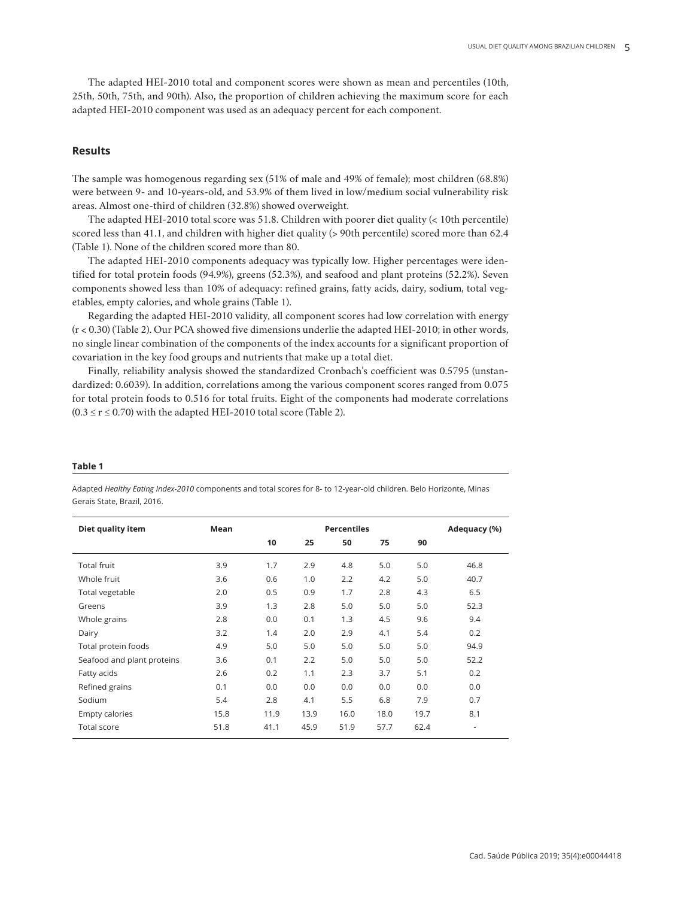The adapted HEI-2010 total and component scores were shown as mean and percentiles (10th, 25th, 50th, 75th, and 90th). Also, the proportion of children achieving the maximum score for each adapted HEI-2010 component was used as an adequacy percent for each component.

## Results

The sample was homogenous regarding sex (51% of male and 49% of female); most children (68.8%) were between 9- and 10-years-old, and 53.9% of them lived in low/medium social vulnerability risk areas. Almost one-third of children (32.8%) showed overweight.

The adapted HEI-2010 total score was 51.8. Children with poorer diet quality (< 10th percentile) scored less than 41.1, and children with higher diet quality (> 90th percentile) scored more than 62.4 (Table 1). None of the children scored more than 80.

The adapted HEI-2010 components adequacy was typically low. Higher percentages were identified for total protein foods (94.9%), greens (52.3%), and seafood and plant proteins (52.2%). Seven components showed less than 10% of adequacy: refined grains, fatty acids, dairy, sodium, total vegetables, empty calories, and whole grains (Table 1).

Regarding the adapted HEI-2010 validity, all component scores had low correlation with energy ($r < 0.30$) (Table 2). Our PCA showed five dimensions underlie the adapted HEI-2010; in other words, no single linear combination of the components of the index accounts for a significant proportion of covariation in the key food groups and nutrients that make up a total diet.

Finally, reliability analysis showed the standardized Cronbach's coefficient was 0.5795 (unstandardized: 0.6039). In addition, correlations among the various component scores ranged from 0.075 for total protein foods to 0.516 for total fruits. Eight of the components had moderate correlations ($0.3 \leq r \leq 0.70$) with the adapted HEI-2010 total score (Table 2).

**Table 1**

Adapted *Healthy Eating Index-2010* components and total scores for 8- to 12-year-old children. Belo Horizonte, Minas Gerais State, Brazil, 2016.

| Diet quality item | Mean | Percentiles | | | | | Adequacy (%) |
|---|---|---|---|---|---|---|---|
| | | 10 | 25 | 50 | 75 | 90 | |
| Total fruit | 3.9 | 1.7 | 2.9 | 4.8 | 5.0 | 5.0 | 46.8 |
| Whole fruit | 3.6 | 0.6 | 1.0 | 2.2 | 4.2 | 5.0 | 40.7 |
| Total vegetable | 2.0 | 0.5 | 0.9 | 1.7 | 2.8 | 4.3 | 6.5 |
| Greens | 3.9 | 1.3 | 2.8 | 5.0 | 5.0 | 5.0 | 52.3 |
| Whole grains | 2.8 | 0.0 | 0.1 | 1.3 | 4.5 | 9.6 | 9.4 |
| Dairy | 3.2 | 1.4 | 2.0 | 2.9 | 4.1 | 5.4 | 0.2 |
| Total protein foods | 4.9 | 5.0 | 5.0 | 5.0 | 5.0 | 5.0 | 94.9 |
| Seafood and plant proteins | 3.6 | 0.1 | 2.2 | 5.0 | 5.0 | 5.0 | 52.2 |
| Fatty acids | 2.6 | 0.2 | 1.1 | 2.3 | 3.7 | 5.1 | 0.2 |
| Refined grains | 0.1 | 0.0 | 0.0 | 0.0 | 0.0 | 0.0 | 0.0 |
| Sodium | 5.4 | 2.8 | 4.1 | 5.5 | 6.8 | 7.9 | 0.7 |
| Empty calories | 15.8 | 11.9 | 13.9 | 16.0 | 18.0 | 19.7 | 8.1 |
| Total score | 51.8 | 41.1 | 45.9 | 51.9 | 57.7 | 62.4 | - |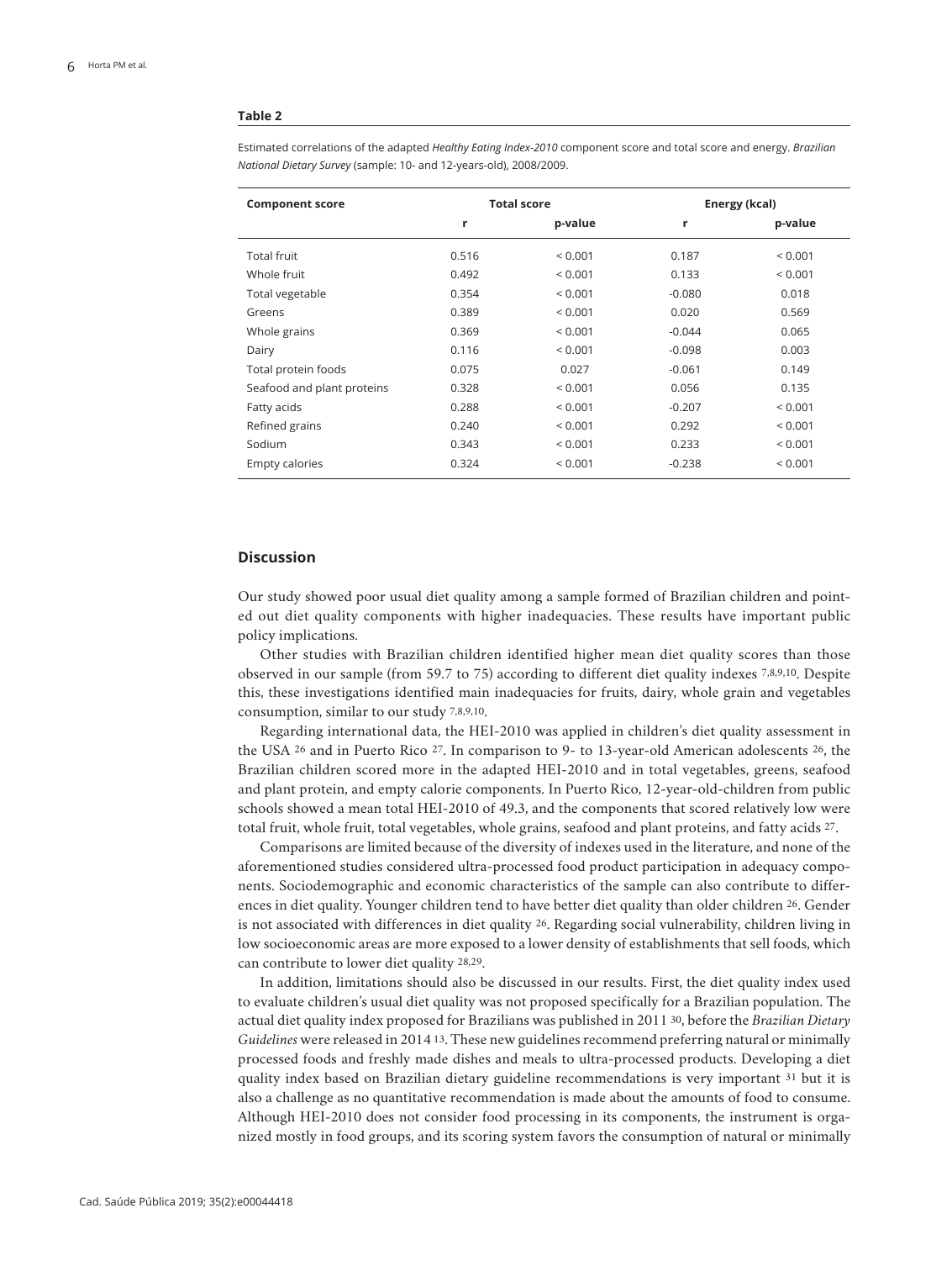**Table 2**

Estimated correlations of the adapted *Healthy Eating Index-2010* component score and total score and energy. *Brazilian National Dietary Survey* (sample: 10- and 12-years-old), 2008/2009.

| Component score | Total score | | Energy (kcal) | |
|---|---|---|---|---|
| | r | p-value | r | p-value |
| Total fruit | 0.516 | < 0.001 | 0.187 | < 0.001 |
| Whole fruit | 0.492 | < 0.001 | 0.133 | < 0.001 |
| Total vegetable | 0.354 | < 0.001 | -0.080 | 0.018 |
| Greens | 0.389 | < 0.001 | 0.020 | 0.569 |
| Whole grains | 0.369 | < 0.001 | -0.044 | 0.065 |
| Dairy | 0.116 | < 0.001 | -0.098 | 0.003 |
| Total protein foods | 0.075 | 0.027 | -0.061 | 0.149 |
| Seafood and plant proteins | 0.328 | < 0.001 | 0.056 | 0.135 |
| Fatty acids | 0.288 | < 0.001 | -0.207 | < 0.001 |
| Refined grains | 0.240 | < 0.001 | 0.292 | < 0.001 |
| Sodium | 0.343 | < 0.001 | 0.233 | < 0.001 |
| Empty calories | 0.324 | < 0.001 | -0.238 | < 0.001 |

## Discussion

Our study showed poor usual diet quality among a sample formed of Brazilian children and pointed out diet quality components with higher inadequacies. These results have important public policy implications.

Other studies with Brazilian children identified higher mean diet quality scores than those observed in our sample (from 59.7 to 75) according to different diet quality indexes [7,8,9,10]. Despite this, these investigations identified main inadequacies for fruits, dairy, whole grain and vegetables consumption, similar to our study [7,8,9,10].

Regarding international data, the HEI-2010 was applied in children's diet quality assessment in the USA [26] and in Puerto Rico [27]. In comparison to 9- to 13-year-old American adolescents [26], the Brazilian children scored more in the adapted HEI-2010 and in total vegetables, greens, seafood and plant protein, and empty calorie components. In Puerto Rico, 12-year-old-children from public schools showed a mean total HEI-2010 of 49.3, and the components that scored relatively low were total fruit, whole fruit, total vegetables, whole grains, seafood and plant proteins, and fatty acids [27].

Comparisons are limited because of the diversity of indexes used in the literature, and none of the aforementioned studies considered ultra-processed food product participation in adequacy components. Sociodemographic and economic characteristics of the sample can also contribute to differences in diet quality. Younger children tend to have better diet quality than older children [26]. Gender is not associated with differences in diet quality [26]. Regarding social vulnerability, children living in low socioeconomic areas are more exposed to a lower density of establishments that sell foods, which can contribute to lower diet quality [28,29].

In addition, limitations should also be discussed in our results. First, the diet quality index used to evaluate children's usual diet quality was not proposed specifically for a Brazilian population. The actual diet quality index proposed for Brazilians was published in 2011 [30], before the *Brazilian Dietary Guidelines* were released in 2014 [13]. These new guidelines recommend preferring natural or minimally processed foods and freshly made dishes and meals to ultra-processed products. Developing a diet quality index based on Brazilian dietary guideline recommendations is very important [31] but it is also a challenge as no quantitative recommendation is made about the amounts of food to consume. Although HEI-2010 does not consider food processing in its components, the instrument is organized mostly in food groups, and its scoring system favors the consumption of natural or minimally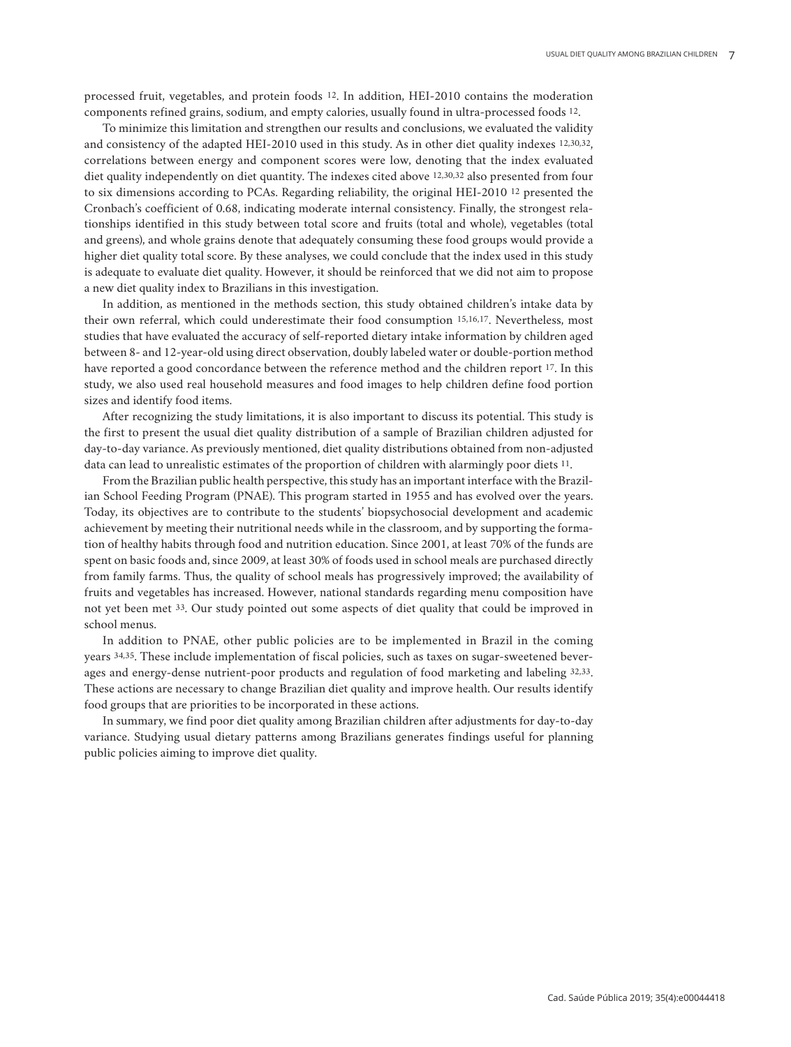processed fruit, vegetables, and protein foods [12]. In addition, HEI-2010 contains the moderation components refined grains, sodium, and empty calories, usually found in ultra-processed foods [12].

To minimize this limitation and strengthen our results and conclusions, we evaluated the validity and consistency of the adapted HEI-2010 used in this study. As in other diet quality indexes [12,30,32], correlations between energy and component scores were low, denoting that the index evaluated diet quality independently on diet quantity. The indexes cited above [12,30,32] also presented from four to six dimensions according to PCAs. Regarding reliability, the original HEI-2010 [12] presented the Cronbach's coefficient of 0.68, indicating moderate internal consistency. Finally, the strongest relationships identified in this study between total score and fruits (total and whole), vegetables (total and greens), and whole grains denote that adequately consuming these food groups would provide a higher diet quality total score. By these analyses, we could conclude that the index used in this study is adequate to evaluate diet quality. However, it should be reinforced that we did not aim to propose a new diet quality index to Brazilians in this investigation.

In addition, as mentioned in the methods section, this study obtained children's intake data by their own referral, which could underestimate their food consumption [15,16,17]. Nevertheless, most studies that have evaluated the accuracy of self-reported dietary intake information by children aged between 8- and 12-year-old using direct observation, doubly labeled water or double-portion method have reported a good concordance between the reference method and the children report [17]. In this study, we also used real household measures and food images to help children define food portion sizes and identify food items.

After recognizing the study limitations, it is also important to discuss its potential. This study is the first to present the usual diet quality distribution of a sample of Brazilian children adjusted for day-to-day variance. As previously mentioned, diet quality distributions obtained from non-adjusted data can lead to unrealistic estimates of the proportion of children with alarmingly poor diets [11].

From the Brazilian public health perspective, this study has an important interface with the Brazilian School Feeding Program (PNAE). This program started in 1955 and has evolved over the years. Today, its objectives are to contribute to the students' biopsychosocial development and academic achievement by meeting their nutritional needs while in the classroom, and by supporting the formation of healthy habits through food and nutrition education. Since 2001, at least 70% of the funds are spent on basic foods and, since 2009, at least 30% of foods used in school meals are purchased directly from family farms. Thus, the quality of school meals has progressively improved; the availability of fruits and vegetables has increased. However, national standards regarding menu composition have not yet been met [33]. Our study pointed out some aspects of diet quality that could be improved in school menus.

In addition to PNAE, other public policies are to be implemented in Brazil in the coming years [34,35]. These include implementation of fiscal policies, such as taxes on sugar-sweetened beverages and energy-dense nutrient-poor products and regulation of food marketing and labeling [32,33]. These actions are necessary to change Brazilian diet quality and improve health. Our results identify food groups that are priorities to be incorporated in these actions.

In summary, we find poor diet quality among Brazilian children after adjustments for day-to-day variance. Studying usual dietary patterns among Brazilians generates findings useful for planning public policies aiming to improve diet quality.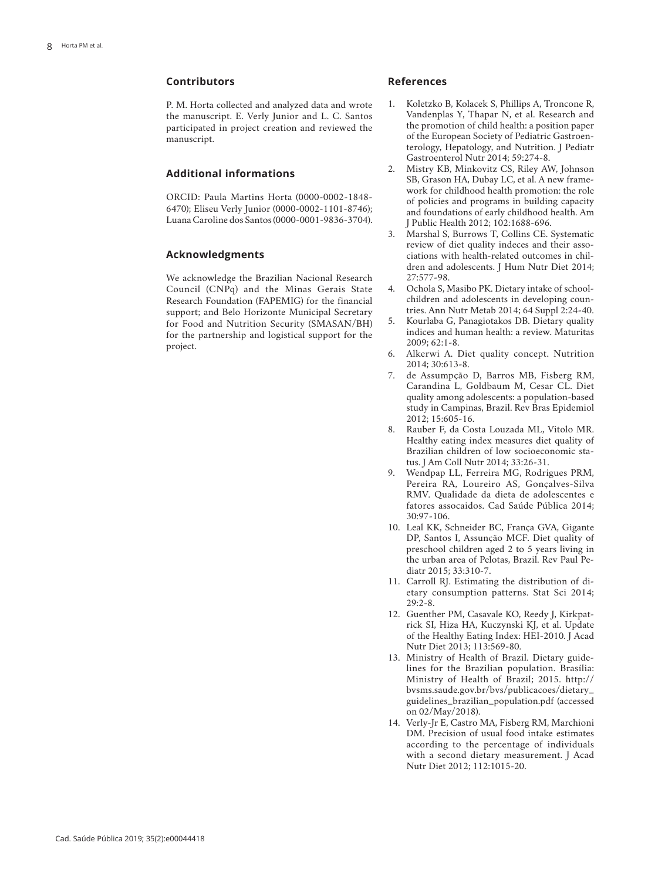## Contributors

P. M. Horta collected and analyzed data and wrote the manuscript. E. Verly Junior and L. C. Santos participated in project creation and reviewed the manuscript.

## Additional informations

ORCID: Paula Martins Horta (0000-0002-1848-6470); Eliseu Verly Junior (0000-0002-1101-8746); Luana Caroline dos Santos (0000-0001-9836-3704).

## Acknowledgments

We acknowledge the Brazilian Nacional Research Council (CNPq) and the Minas Gerais State Research Foundation (FAPEMIG) for the financial support; and Belo Horizonte Municipal Secretary for Food and Nutrition Security (SMASAN/BH) for the partnership and logistical support for the project.

## References

1. Koletzko B, Kolacek S, Phillips A, Troncone R, Vandenplas Y, Thapar N, et al. Research and the promotion of child health: a position paper of the European Society of Pediatric Gastroenterology, Hepatology, and Nutrition. J Pediatr Gastroenterol Nutr 2014; 59:274-8.
2. Mistry KB, Minkovitz CS, Riley AW, Johnson SB, Grason HA, Dubay LC, et al. A new framework for childhood health promotion: the role of policies and programs in building capacity and foundations of early childhood health. Am J Public Health 2012; 102:1688-696.
3. Marshal S, Burrows T, Collins CE. Systematic review of diet quality indeces and their associations with health-related outcomes in children and adolescents. J Hum Nutr Diet 2014; 27:577-98.
4. Ochola S, Masibo PK. Dietary intake of schoolchildren and adolescents in developing countries. Ann Nutr Metab 2014; 64 Suppl 2:24-40.
5. Kourlaba G, Panagiotakos DB. Dietary quality indices and human health: a review. Maturitas 2009; 62:1-8.
6. Alkerwi A. Diet quality concept. Nutrition 2014; 30:613-8.
7. de Assumpção D, Barros MB, Fisberg RM, Carandina L, Goldbaum M, Cesar CL. Diet quality among adolescents: a population-based study in Campinas, Brazil. Rev Bras Epidemiol 2012; 15:605-16.
8. Rauber F, da Costa Louzada ML, Vitolo MR. Healthy eating index measures diet quality of Brazilian children of low socioeconomic status. J Am Coll Nutr 2014; 33:26-31.
9. Wendpap LL, Ferreira MG, Rodrigues PRM, Pereira RA, Loureiro AS, Gonçalves-Silva RMV. Qualidade da dieta de adolescentes e fatores assocaidos. Cad Saúde Pública 2014; 30:97-106.
10. Leal KK, Schneider BC, França GVA, Gigante DP, Santos I, Assunção MCF. Diet quality of preschool children aged 2 to 5 years living in the urban area of Pelotas, Brazil. Rev Paul Pediatr 2015; 33:310-7.
11. Carroll RJ. Estimating the distribution of dietary consumption patterns. Stat Sci 2014; 29:2-8.
12. Guenther PM, Casavale KO, Reedy J, Kirkpatrick SI, Hiza HA, Kuczynski KJ, et al. Update of the Healthy Eating Index: HEI-2010. J Acad Nutr Diet 2013; 113:569-80.
13. Ministry of Health of Brazil. Dietary guidelines for the Brazilian population. Brasília: Ministry of Health of Brazil; 2015. http://bvsms.saude.gov.br/bvs/publicacoes/dietary_guidelines_brazilian_population.pdf (accessed on 02/May/2018).
14. Verly-Jr E, Castro MA, Fisberg RM, Marchioni DM. Precision of usual food intake estimates according to the percentage of individuals with a second dietary measurement. J Acad Nutr Diet 2012; 112:1015-20.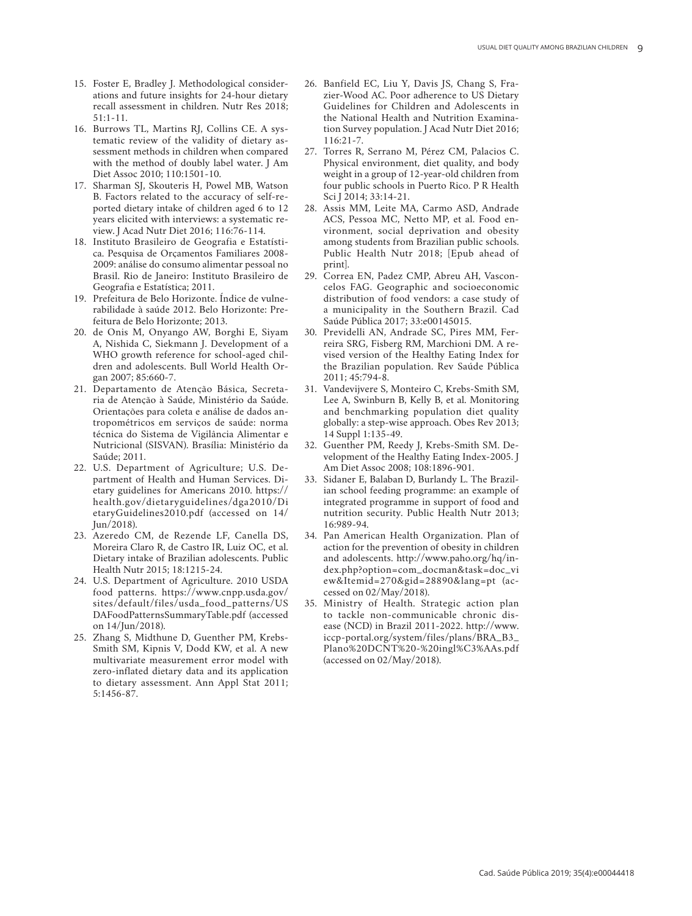15. Foster E, Bradley J. Methodological considerations and future insights for 24-hour dietary recall assessment in children. Nutr Res 2018; 51:1-11.
16. Burrows TL, Martins RJ, Collins CE. A systematic review of the validity of dietary assessment methods in children when compared with the method of doubly label water. J Am Diet Assoc 2010; 110:1501-10.
17. Sharman SJ, Skouteris H, Powel MB, Watson B. Factors related to the accuracy of self-reported dietary intake of children aged 6 to 12 years elicited with interviews: a systematic review. J Acad Nutr Diet 2016; 116:76-114.
18. Instituto Brasileiro de Geografia e Estatística. Pesquisa de Orçamentos Familiares 2008-2009: análise do consumo alimentar pessoal no Brasil. Rio de Janeiro: Instituto Brasileiro de Geografia e Estatística; 2011.
19. Prefeitura de Belo Horizonte. Índice de vulnerabilidade à saúde 2012. Belo Horizonte: Prefeitura de Belo Horizonte; 2013.
20. de Onis M, Onyango AW, Borghi E, Siyam A, Nishida C, Siekmann J. Development of a WHO growth reference for school-aged children and adolescents. Bull World Health Organ 2007; 85:660-7.
21. Departamento de Atenção Básica, Secretaria de Atenção à Saúde, Ministério da Saúde. Orientações para coleta e análise de dados antropométricos em serviços de saúde: norma técnica do Sistema de Vigilância Alimentar e Nutricional (SISVAN). Brasília: Ministério da Saúde; 2011.
22. U.S. Department of Agriculture; U.S. Department of Health and Human Services. Dietary guidelines for Americans 2010. https://health.gov/dietaryguidelines/dga2010/DietaryGuidelines2010.pdf (accessed on 14/Jun/2018).
23. Azeredo CM, de Rezende LF, Canella DS, Moreira Claro R, de Castro IR, Luiz OC, et al. Dietary intake of Brazilian adolescents. Public Health Nutr 2015; 18:1215-24.
24. U.S. Department of Agriculture. 2010 USDA food patterns. https://www.cnpp.usda.gov/sites/default/files/usda_food_patterns/USDAFoodPatternsSummaryTable.pdf (accessed on 14/Jun/2018).
25. Zhang S, Midthune D, Guenther PM, Krebs-Smith SM, Kipnis V, Dodd KW, et al. A new multivariate measurement error model with zero-inflated dietary data and its application to dietary assessment. Ann Appl Stat 2011; 5:1456-87.
26. Banfield EC, Liu Y, Davis JS, Chang S, Frazier-Wood AC. Poor adherence to US Dietary Guidelines for Children and Adolescents in the National Health and Nutrition Examination Survey population. J Acad Nutr Diet 2016; 116:21-7.
27. Torres R, Serrano M, Pérez CM, Palacios C. Physical environment, diet quality, and body weight in a group of 12-year-old children from four public schools in Puerto Rico. P R Health Sci J 2014; 33:14-21.
28. Assis MM, Leite MA, Carmo ASD, Andrade ACS, Pessoa MC, Netto MP, et al. Food environment, social deprivation and obesity among students from Brazilian public schools. Public Health Nutr 2018; [Epub ahead of print].
29. Correa EN, Padez CMP, Abreu AH, Vasconcelos FAG. Geographic and socioeconomic distribution of food vendors: a case study of a municipality in the Southern Brazil. Cad Saúde Pública 2017; 33:e00145015.
30. Previdelli AN, Andrade SC, Pires MM, Ferreira SRG, Fisberg RM, Marchioni DM. A revised version of the Healthy Eating Index for the Brazilian population. Rev Saúde Pública 2011; 45:794-8.
31. Vandevijvere S, Monteiro C, Krebs-Smith SM, Lee A, Swinburn B, Kelly B, et al. Monitoring and benchmarking population diet quality globally: a step-wise approach. Obes Rev 2013; 14 Suppl 1:135-49.
32. Guenther PM, Reedy J, Krebs-Smith SM. Development of the Healthy Eating Index-2005. J Am Diet Assoc 2008; 108:1896-901.
33. Sidaner E, Balaban D, Burlandy L. The Brazilian school feeding programme: an example of integrated programme in support of food and nutrition security. Public Health Nutr 2013; 16:989-94.
34. Pan American Health Organization. Plan of action for the prevention of obesity in children and adolescents. http://www.paho.org/hq/index.php?option=com_docman&task=doc_view&Itemid=270&gid=28890&lang=pt (accessed on 02/May/2018).
35. Ministry of Health. Strategic action plan to tackle non-communicable chronic disease (NCD) in Brazil 2011-2022. http://www.iccp-portal.org/system/files/plans/BRA_B3_Plano%20DCNT%20-%20ingl%C3%AAs.pdf (accessed on 02/May/2018).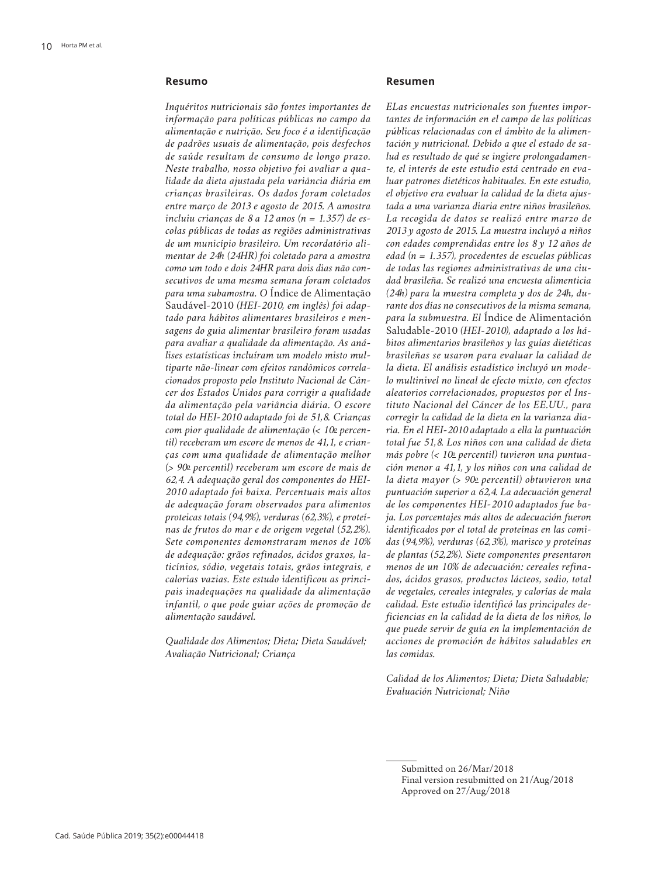## Resumo

*Inquéritos nutricionais são fontes importantes de informação para políticas públicas no campo da alimentação e nutrição. Seu foco é a identificação de padrões usuais de alimentação, pois desfechos de saúde resultam de consumo de longo prazo. Neste trabalho, nosso objetivo foi avaliar a qualidade da dieta ajustada pela variância diária em crianças brasileiras. Os dados foram coletados entre março de 2013 e agosto de 2015. A amostra incluiu crianças de 8 a 12 anos (n = 1.357) de escolas públicas de todas as regiões administrativas de um município brasileiro. Um recordatório alimentar de 24h (24HR) foi coletado para a amostra como um todo e dois 24HR para dois dias não consecutivos de uma mesma semana foram coletados para uma subamostra. O* Índice de Alimentação Saudável-2010 *(HEI-2010, em inglês) foi adaptado para hábitos alimentares brasileiros e mensagens do guia alimentar brasileiro foram usadas para avaliar a qualidade da alimentação. As análises estatísticas incluíram um modelo misto multiparte não-linear com efeitos randômicos correlacionados proposto pelo Instituto Nacional de Câncer dos Estados Unidos para corrigir a qualidade da alimentação pela variância diária. O escore total do HEI-2010 adaptado foi de 51,8. Crianças com pior qualidade de alimentação (< 10º percentil) receberam um escore de menos de 41,1, e crianças com uma qualidade de alimentação melhor (> 90º percentil) receberam um escore de mais de 62,4. A adequação geral dos componentes do HEI-2010 adaptado foi baixa. Percentuais mais altos de adequação foram observados para alimentos proteicas totais (94,9%), verduras (62,3%), e proteínas de frutos do mar e de origem vegetal (52,2%). Sete componentes demonstraram menos de 10% de adequação: grãos refinados, ácidos graxos, laticínios, sódio, vegetais totais, grãos integrais, e calorias vazias. Este estudo identificou as principais inadequações na qualidade da alimentação infantil, o que pode guiar ações de promoção de alimentação saudável.*

*Qualidade dos Alimentos; Dieta; Dieta Saudável; Avaliação Nutricional; Criança*

## Resumen

*ELas encuestas nutricionales son fuentes importantes de información en el campo de las políticas públicas relacionadas con el ámbito de la alimentación y nutricional. Debido a que el estado de salud es resultado de qué se ingiere prolongadamente, el interés de este estudio está centrado en evaluar patrones dietéticos habituales. En este estudio, el objetivo era evaluar la calidad de la dieta ajustada a una varianza diaria entre niños brasileños. La recogida de datos se realizó entre marzo de 2013 y agosto de 2015. La muestra incluyó a niños con edades comprendidas entre los 8 y 12 años de edad (n = 1.357), procedentes de escuelas públicas de todas las regiones administrativas de una ciudad brasileña. Se realizó una encuesta alimenticia (24h) para la muestra completa y dos de 24h, durante dos días no consecutivos de la misma semana, para la submuestra. El* Índice de Alimentación Saludable-2010 *(HEI-2010), adaptado a los hábitos alimentarios brasileños y las guías dietéticas brasileñas se usaron para evaluar la calidad de la dieta. El análisis estadístico incluyó un modelo multinivel no lineal de efecto mixto, con efectos aleatorios correlacionados, propuestos por el Instituto Nacional del Cáncer de los EE.UU., para corregir la calidad de la dieta en la varianza diaria. En el HEI-2010 adaptado a ella la puntuación total fue 51,8. Los niños con una calidad de dieta más pobre (< 10º percentil) tuvieron una puntuación menor a 41,1, y los niños con una calidad de la dieta mayor (> 90º percentil) obtuvieron una puntuación superior a 62,4. La adecuación general de los componentes HEI-2010 adaptados fue baja. Los porcentajes más altos de adecuación fueron identificados por el total de proteínas en las comidas (94,9%), verduras (62,3%), marisco y proteínas de plantas (52,2%). Siete componentes presentaron menos de un 10% de adecuación: cereales refinados, ácidos grasos, productos lácteos, sodio, total de vegetales, cereales integrales, y calorías de mala calidad. Este estudio identificó las principales deficiencias en la calidad de la dieta de los niños, lo que puede servir de guía en la implementación de acciones de promoción de hábitos saludables en las comidas.*

*Calidad de los Alimentos; Dieta; Dieta Saludable; Evaluación Nutricional; Niño*

Submitted on 26/Mar/2018
Final version resubmitted on 21/Aug/2018
Approved on 27/Aug/2018